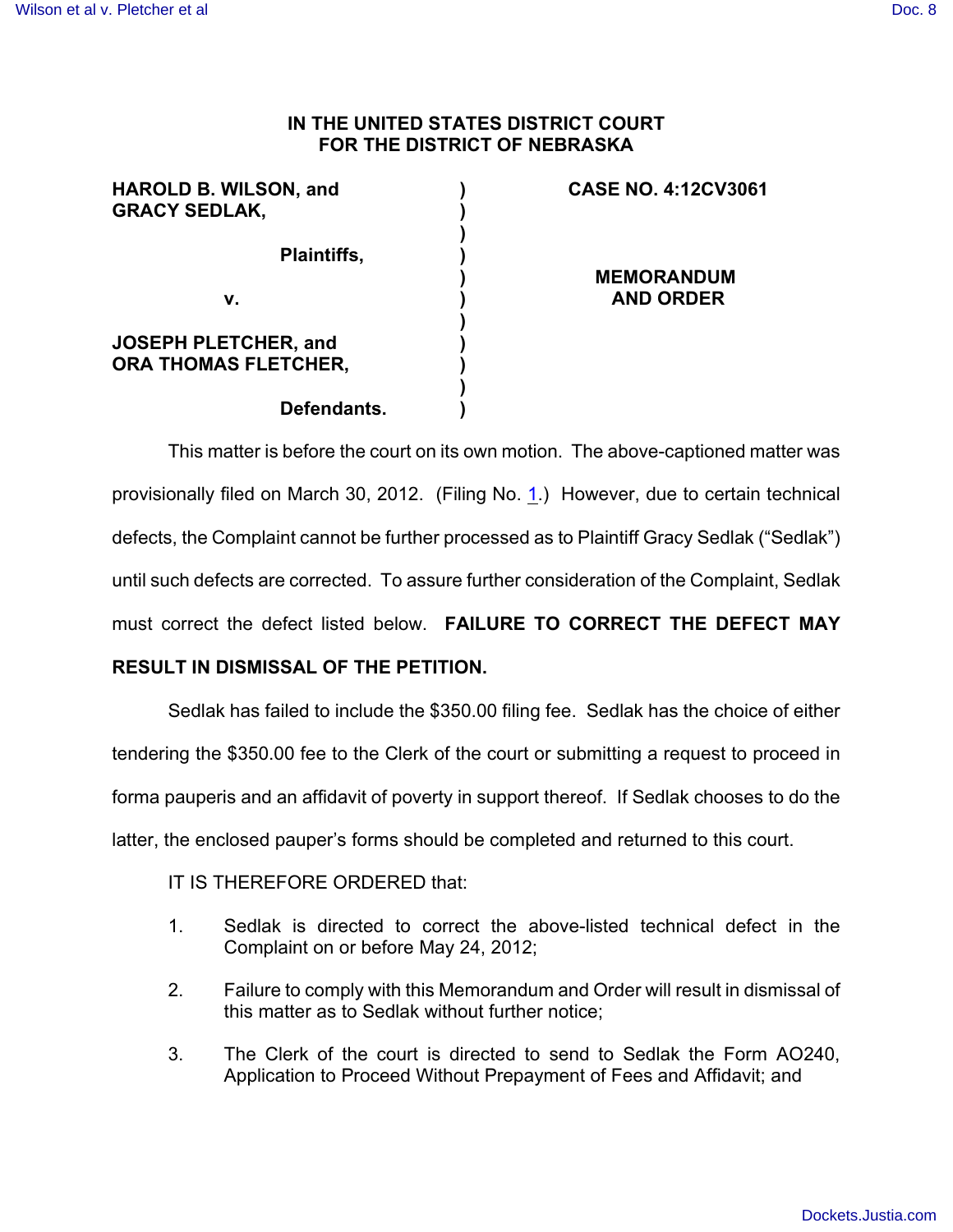**IN THE UNITED STATES DISTRICT COURT**
**FOR THE DISTRICT OF NEBRASKA**

| | | |
|---|---|---|
| **HAROLD B. WILSON, and GRACY SEDLAK,** | ) | **CASE NO. 4:12CV3061** |
| **Plaintiffs,** | ) | |
| **v.** | ) | **MEMORANDUM AND ORDER** |
| **JOSEPH PLETCHER, and ORA THOMAS FLETCHER,** | ) | |
| **Defendants.** | ) | |

This matter is before the court on its own motion. The above-captioned matter was provisionally filed on March 30, 2012. (Filing No. 1.) However, due to certain technical defects, the Complaint cannot be further processed as to Plaintiff Gracy Sedlak ("Sedlak") until such defects are corrected. To assure further consideration of the Complaint, Sedlak must correct the defect listed below. **FAILURE TO CORRECT THE DEFECT MAY RESULT IN DISMISSAL OF THE PETITION.**

Sedlak has failed to include the $350.00 filing fee. Sedlak has the choice of either tendering the $350.00 fee to the Clerk of the court or submitting a request to proceed in forma pauperis and an affidavit of poverty in support thereof. If Sedlak chooses to do the latter, the enclosed pauper's forms should be completed and returned to this court.

IT IS THEREFORE ORDERED that:

1. Sedlak is directed to correct the above-listed technical defect in the Complaint on or before May 24, 2012;

2. Failure to comply with this Memorandum and Order will result in dismissal of this matter as to Sedlak without further notice;

3. The Clerk of the court is directed to send to Sedlak the Form AO240, Application to Proceed Without Prepayment of Fees and Affidavit; and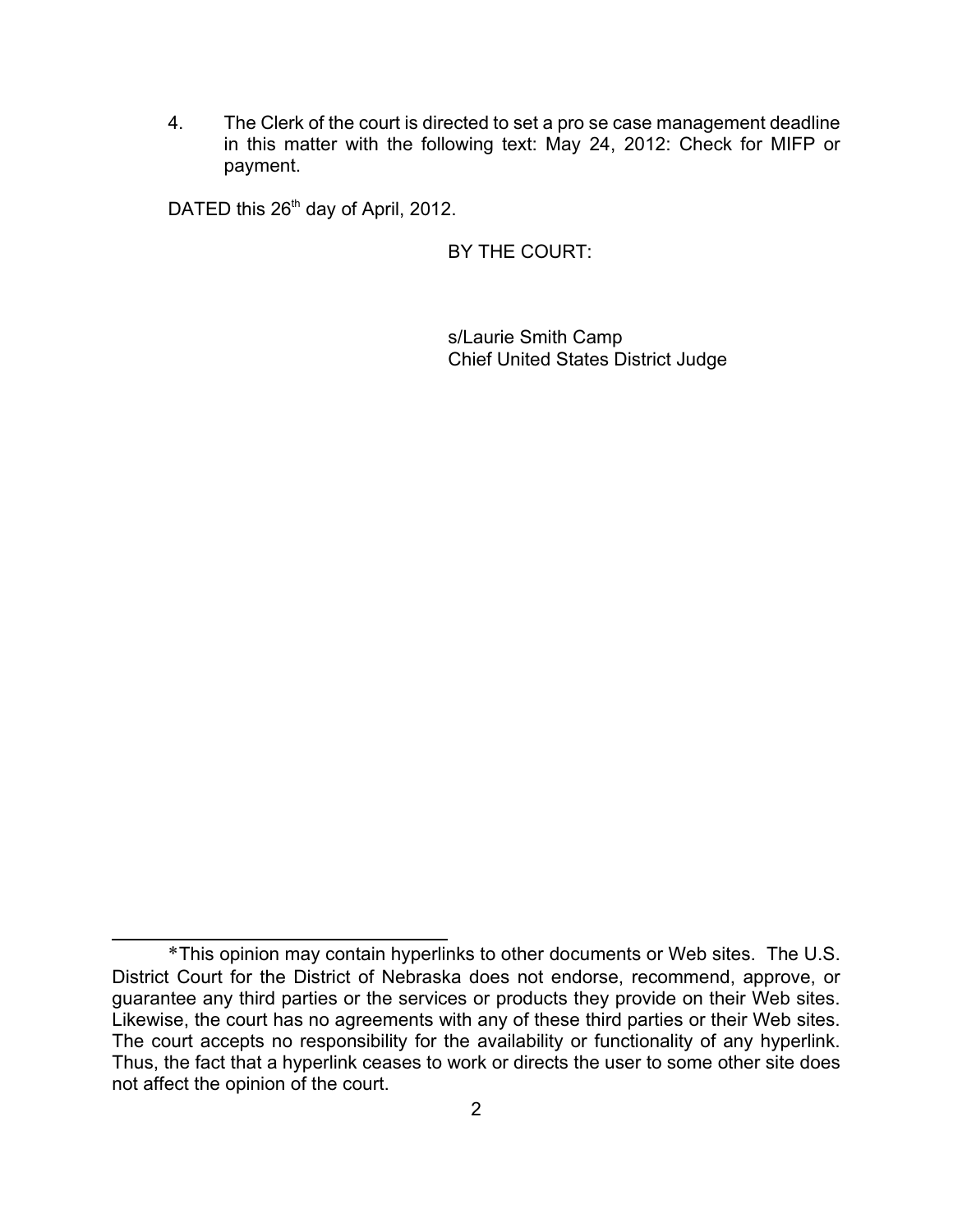4. The Clerk of the court is directed to set a pro se case management deadline in this matter with the following text: May 24, 2012: Check for MIFP or payment.

DATED this 26th day of April, 2012.

BY THE COURT:

s/Laurie Smith Camp
Chief United States District Judge

---

*This opinion may contain hyperlinks to other documents or Web sites. The U.S. District Court for the District of Nebraska does not endorse, recommend, approve, or guarantee any third parties or the services or products they provide on their Web sites. Likewise, the court has no agreements with any of these third parties or their Web sites. The court accepts no responsibility for the availability or functionality of any hyperlink. Thus, the fact that a hyperlink ceases to work or directs the user to some other site does not affect the opinion of the court.